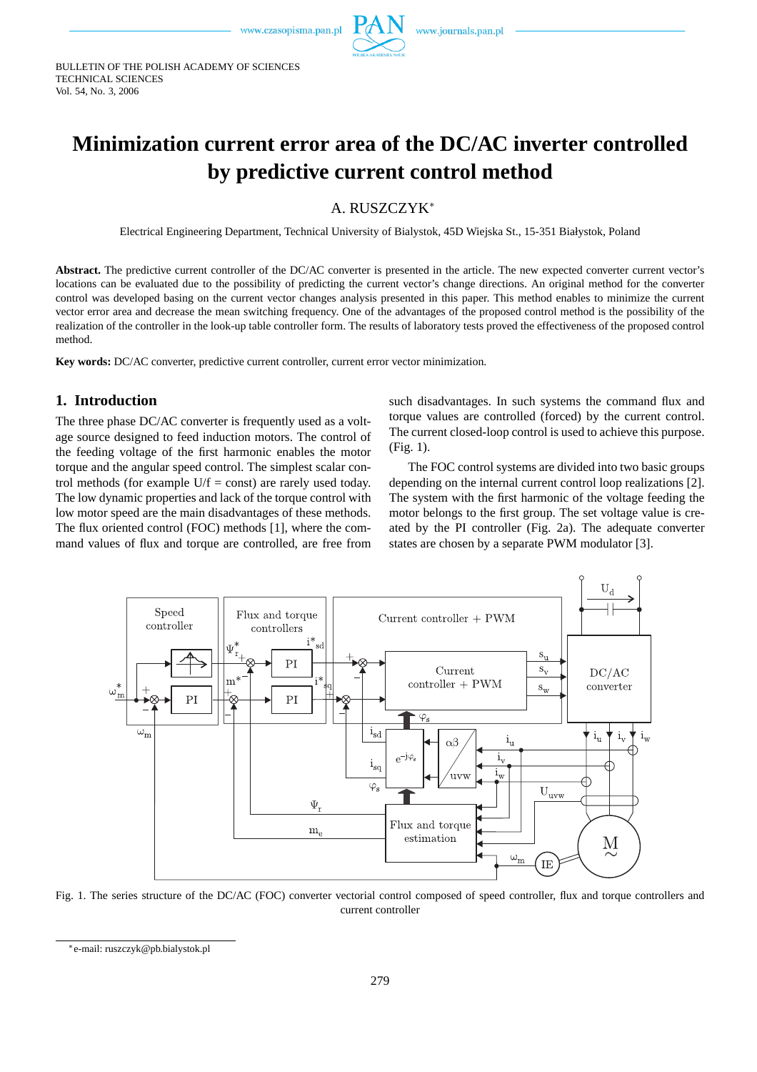# Minimization current error area of the DC/AC inverter controlled by predictive current control method

A. RUSZCZYK*

Electrical Engineering Department, Technical University of Bialystok, 45D Wiejska St., 15-351 Białystok, Poland

**Abstract.** The predictive current controller of the DC/AC converter is presented in the article. The new expected converter current vector's locations can be evaluated due to the possibility of predicting the current vector's change directions. An original method for the converter control was developed basing on the current vector changes analysis presented in this paper. This method enables to minimize the current vector error area and decrease the mean switching frequency. One of the advantages of the proposed control method is the possibility of the realization of the controller in the look-up table controller form. The results of laboratory tests proved the effectiveness of the proposed control method.

**Key words:** DC/AC converter, predictive current controller, current error vector minimization.

## 1. Introduction

The three phase DC/AC converter is frequently used as a voltage source designed to feed induction motors. The control of the feeding voltage of the first harmonic enables the motor torque and the angular speed control. The simplest scalar control methods (for example U/f = const) are rarely used today. The low dynamic properties and lack of the torque control with low motor speed are the main disadvantages of these methods. The flux oriented control (FOC) methods [1], where the command values of flux and torque are controlled, are free from such disadvantages. In such systems the command flux and torque values are controlled (forced) by the current control. The current closed-loop control is used to achieve this purpose. (Fig. 1).

The FOC control systems are divided into two basic groups depending on the internal current control loop realizations [2]. The system with the first harmonic of the voltage feeding the motor belongs to the first group. The set voltage value is created by the PI controller (Fig. 2a). The adequate converter states are chosen by a separate PWM modulator [3].

Fig. 1. The series structure of the DC/AC (FOC) converter vectorial control composed of speed controller, flux and torque controllers and current controller

*e-mail: ruszczyk@pb.bialystok.pl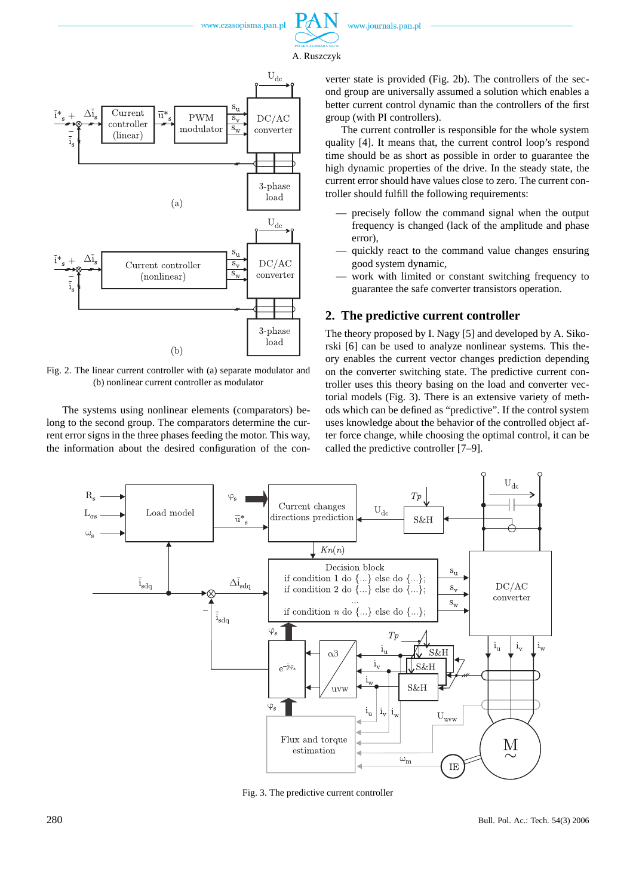Fig. 2. The linear current controller with (a) separate modulator and (b) nonlinear current controller as modulator

The systems using nonlinear elements (comparators) belong to the second group. The comparators determine the current error signs in the three phases feeding the motor. This way, the information about the desired configuration of the converter state is provided (Fig. 2b). The controllers of the second group are universally assumed a solution which enables a better current control dynamic than the controllers of the first group (with PI controllers).

The current controller is responsible for the whole system quality [4]. It means that, the current control loop's respond time should be as short as possible in order to guarantee the high dynamic properties of the drive. In the steady state, the current error should have values close to zero. The current controller should fulfill the following requirements:

- precisely follow the command signal when the output frequency is changed (lack of the amplitude and phase error),
- quickly react to the command value changes ensuring good system dynamic,
- work with limited or constant switching frequency to guarantee the safe converter transistors operation.

## 2. The predictive current controller

The theory proposed by I. Nagy [5] and developed by A. Sikorski [6] can be used to analyze nonlinear systems. This theory enables the current vector changes prediction depending on the converter switching state. The current controller uses this theory basing on the load and converter vectorial models (Fig. 3). There is an extensive variety of methods which can be defined as "predictive". If the control system uses knowledge about the behavior of the controlled object after force change, while choosing the optimal control, it can be called the predictive controller [7–9].

Fig. 3. The predictive current controller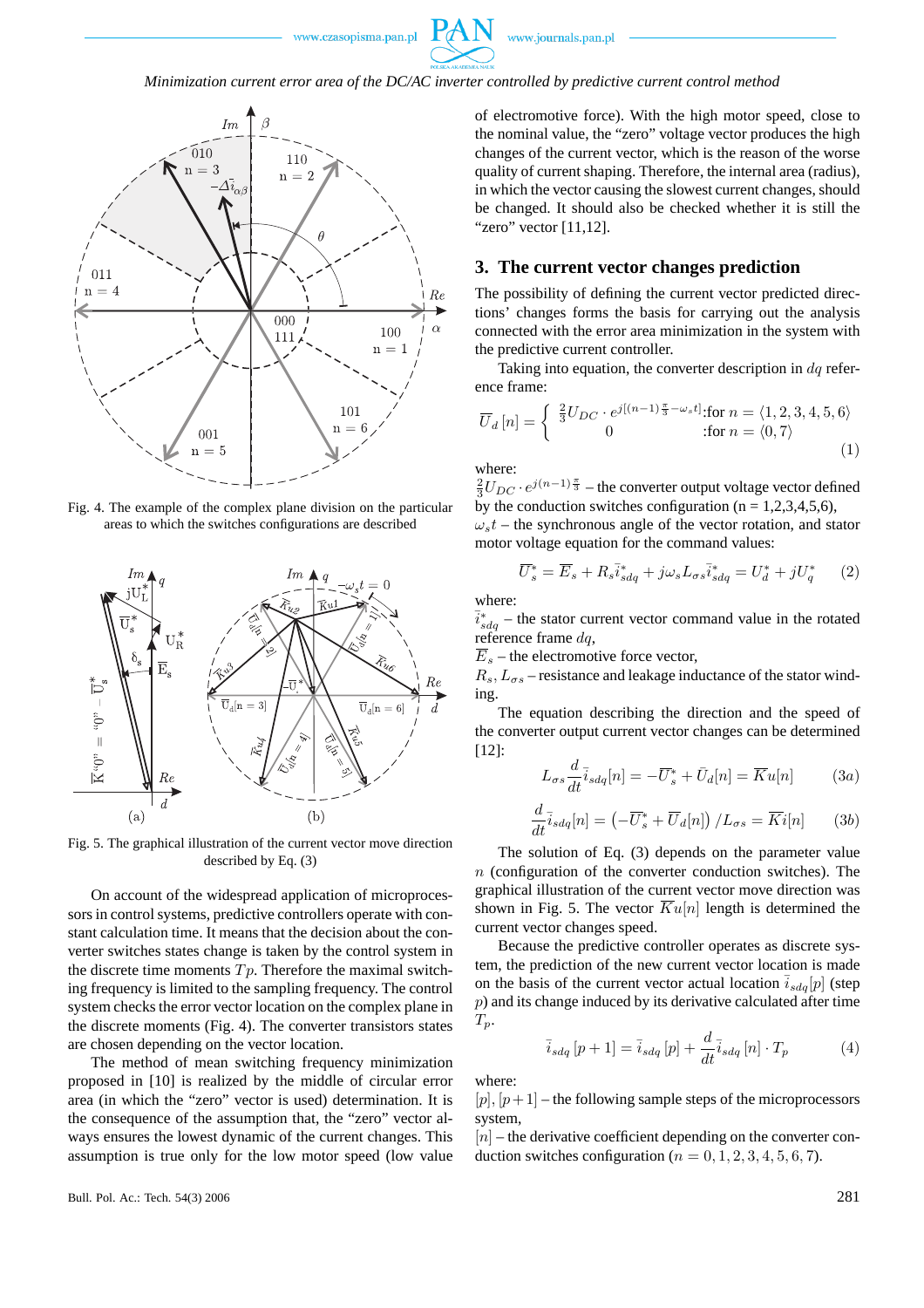Fig. 4. The example of the complex plane division on the particular areas to which the switches configurations are described

Fig. 5. The graphical illustration of the current vector move direction described by Eq. (3)

On account of the widespread application of microprocessors in control systems, predictive controllers operate with constant calculation time. It means that the decision about the converter switches states change is taken by the control system in the discrete time moments $Tp$. Therefore the maximal switching frequency is limited to the sampling frequency. The control system checks the error vector location on the complex plane in the discrete moments (Fig. 4). The converter transistors states are chosen depending on the vector location.

The method of mean switching frequency minimization proposed in [10] is realized by the middle of circular error area (in which the "zero" vector is used) determination. It is the consequence of the assumption that, the "zero" vector always ensures the lowest dynamic of the current changes. This assumption is true only for the low motor speed (low value of electromotive force). With the high motor speed, close to the nominal value, the "zero" voltage vector produces the high changes of the current vector, which is the reason of the worse quality of current shaping. Therefore, the internal area (radius), in which the vector causing the slowest current changes, should be changed. It should also be checked whether it is still the "zero" vector [11,12].

## 3. The current vector changes prediction

The possibility of defining the current vector predicted directions' changes forms the basis for carrying out the analysis connected with the error area minimization in the system with the predictive current controller.

Taking into equation, the converter description in $dq$ reference frame:

$$\overline{U}_d\,[n] = \begin{cases} \frac{2}{3}U_{DC}\cdot e^{j[(n-1)\frac{\pi}{3}-\omega_s t]} & :\text{for } n = \langle 1,2,3,4,5,6\rangle \\ 0 & :\text{for } n = \langle 0,7\rangle \end{cases} \tag{1}$$

where:

$\frac{2}{3}U_{DC}\cdot e^{j(n-1)\frac{\pi}{3}}$ – the converter output voltage vector defined by the conduction switches configuration (n = 1,2,3,4,5,6),

$\omega_s t$ – the synchronous angle of the vector rotation, and stator motor voltage equation for the command values:

$$\overline{U}^*_s = \overline{E}_s + R_s\bar{i}^*_{sdq} + j\omega_s L_{\sigma s}\bar{i}^*_{sdq} = U^*_d + jU^*_q \tag{2}$$

where:

$\bar{i}^*_{sdq}$ – the stator current vector command value in the rotated reference frame $dq$,

$\overline{E}_s$ – the electromotive force vector,

$R_s, L_{\sigma s}$ – resistance and leakage inductance of the stator winding.

The equation describing the direction and the speed of the converter output current vector changes can be determined [12]:

$$L_{\sigma s}\frac{d}{dt}\bar{i}_{sdq}[n] = -\overline{U}^*_s + \bar{U}_d[n] = \overline{K}u[n] \tag{3a}$$

$$\frac{d}{dt}\bar{i}_{sdq}[n] = \left(-\overline{U}^*_s + \overline{U}_d[n]\right)/L_{\sigma s} = \overline{K}i[n] \tag{3b}$$

The solution of Eq. (3) depends on the parameter value $n$ (configuration of the converter conduction switches). The graphical illustration of the current vector move direction was shown in Fig. 5. The vector $\overline{K}u[n]$ length is determined the current vector changes speed.

Because the predictive controller operates as discrete system, the prediction of the new current vector location is made on the basis of the current vector actual location $\bar{i}_{sdq}[p]$ (step $p$) and its change induced by its derivative calculated after time $T_p$.

$$\bar{i}_{sdq}\,[p+1] = \bar{i}_{sdq}\,[p] + \frac{d}{dt}\bar{i}_{sdq}\,[n]\cdot T_p \tag{4}$$

where:

$[p], [p+1]$ – the following sample steps of the microprocessors system,

$[n]$ – the derivative coefficient depending on the converter conduction switches configuration ($n = 0,1,2,3,4,5,6,7$).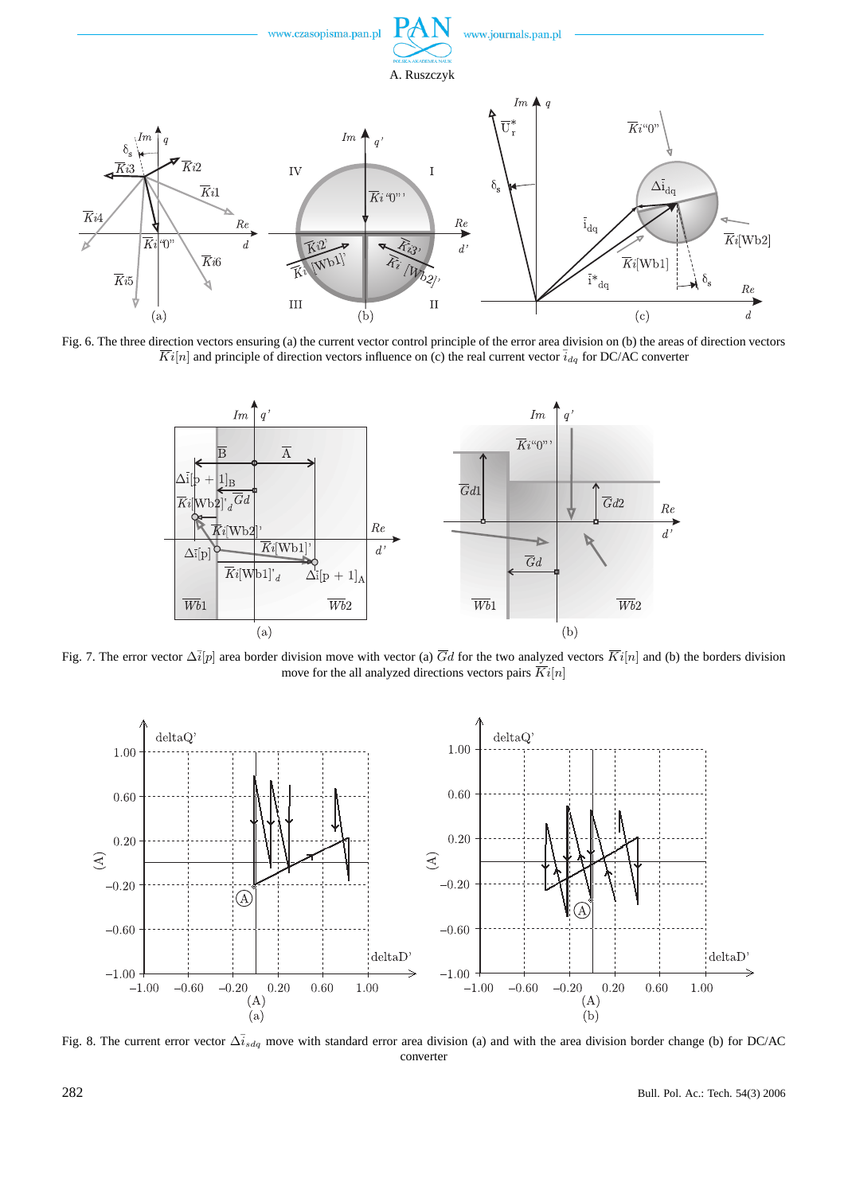Fig. 6. The three direction vectors ensuring (a) the current vector control principle of the error area division on (b) the areas of direction vectors $\overline{Ki}[n]$ and principle of direction vectors influence on (c) the real current vector $\bar{i}_{dq}$ for DC/AC converter

Fig. 7. The error vector $\Delta\bar{i}[p]$ area border division move with vector (a) $\overline{Gd}$ for the two analyzed vectors $\overline{Ki}[n]$ and (b) the borders division move for the all analyzed directions vectors pairs $\overline{Ki}[n]$

Fig. 8. The current error vector $\Delta\bar{i}_{sdq}$ move with standard error area division (a) and with the area division border change (b) for DC/AC converter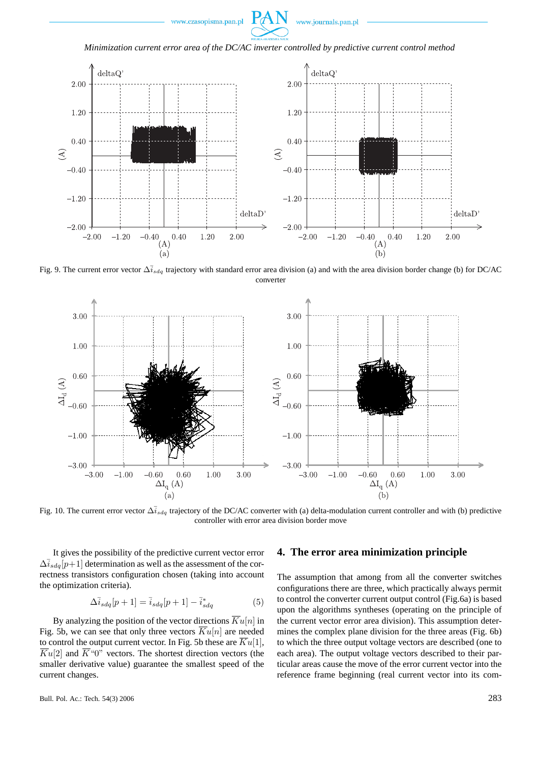Fig. 9. The current error vector $\Delta\bar{i}_{sdq}$ trajectory with standard error area division (a) and with the area division border change (b) for DC/AC converter

Fig. 10. The current error vector $\Delta\bar{i}_{sdq}$ trajectory of the DC/AC converter with (a) delta-modulation current controller and with (b) predictive controller with error area division border move

It gives the possibility of the predictive current vector error $\Delta\bar{i}_{sdq}[p+1]$ determination as well as the assessment of the correctness transistors configuration chosen (taking into account the optimization criteria).

$$\Delta\bar{i}_{sdq}[p+1] = \bar{i}_{sdq}[p+1] - \bar{i}^{*}_{sdq} \tag{5}$$

By analyzing the position of the vector directions $\overline{K}u[n]$ in Fig. 5b, we can see that only three vectors $\overline{K}u[n]$ are needed to control the output current vector. In Fig. 5b these are $\overline{K}u[1]$, $\overline{K}u[2]$ and $\overline{K}$"0" vectors. The shortest direction vectors (the smaller derivative value) guarantee the smallest speed of the current changes.

## 4. The error area minimization principle

The assumption that among from all the converter switches configurations there are three, which practically always permit to control the converter current output control (Fig.6a) is based upon the algorithms syntheses (operating on the principle of the current vector error area division). This assumption determines the complex plane division for the three areas (Fig. 6b) to which the three output voltage vectors are described (one to each area). The output voltage vectors described to their particular areas cause the move of the error current vector into the reference frame beginning (real current vector into its com-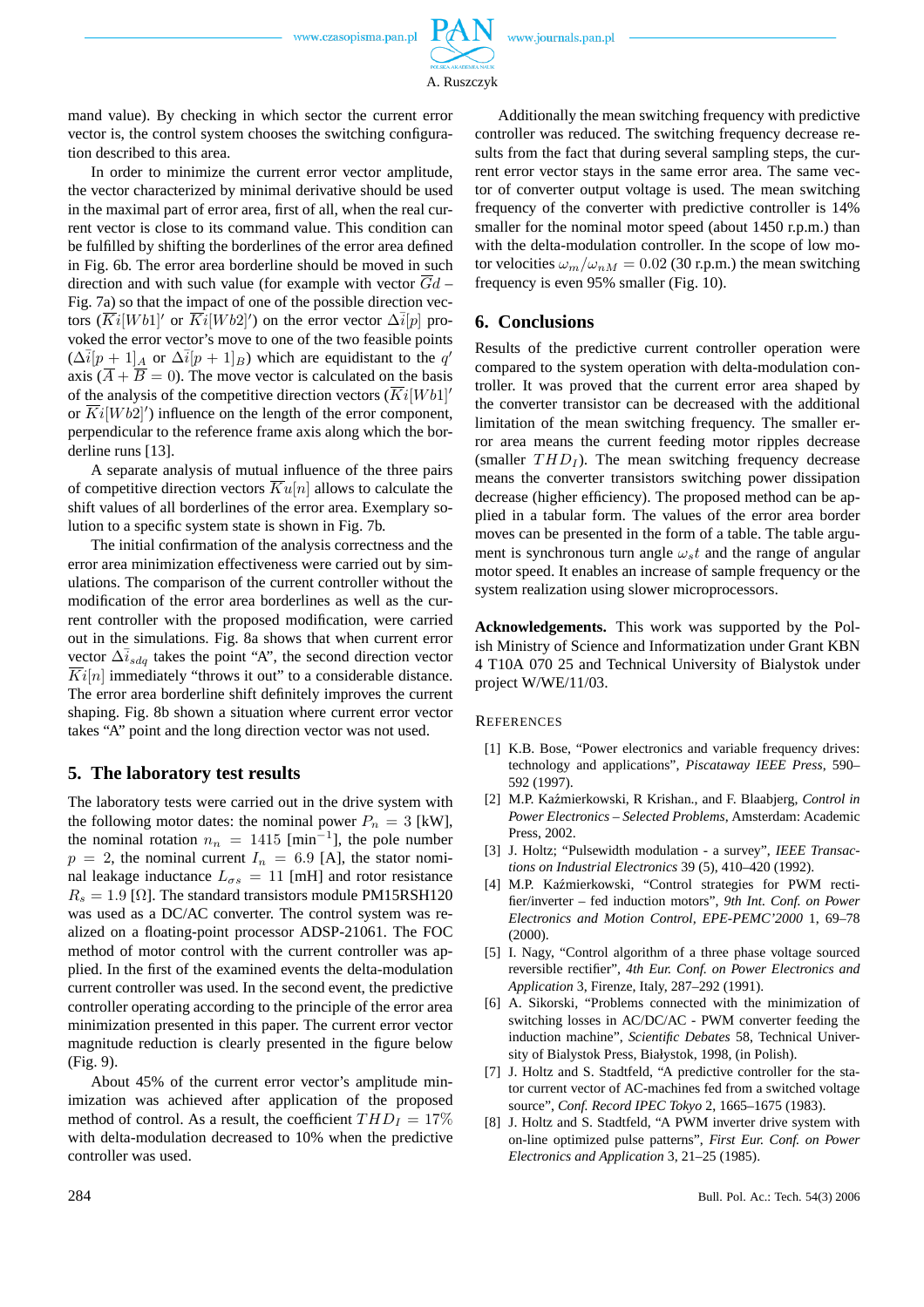mand value). By checking in which sector the current error vector is, the control system chooses the switching configuration described to this area.

In order to minimize the current error vector amplitude, the vector characterized by minimal derivative should be used in the maximal part of error area, first of all, when the real current vector is close to its command value. This condition can be fulfilled by shifting the borderlines of the error area defined in Fig. 6b. The error area borderline should be moved in such direction and with such value (for example with vector $\overline{G}d$ – Fig. 7a) so that the impact of one of the possible direction vectors ($\overline{K}i[Wb1]'$ or $\overline{K}i[Wb2]'$) on the error vector $\Delta\bar{i}[p]$ provoked the error vector's move to one of the two feasible points ($\Delta\bar{i}[p+1]_A$ or $\Delta\bar{i}[p+1]_B$) which are equidistant to the $q'$ axis ($\overline{A}+\overline{B}=0$). The move vector is calculated on the basis of the analysis of the competitive direction vectors ($\overline{K}i[Wb1]'$ or $\overline{K}i[Wb2]'$) influence on the length of the error component, perpendicular to the reference frame axis along which the borderline runs [13].

A separate analysis of mutual influence of the three pairs of competitive direction vectors $\overline{K}u[n]$ allows to calculate the shift values of all borderlines of the error area. Exemplary solution to a specific system state is shown in Fig. 7b.

The initial confirmation of the analysis correctness and the error area minimization effectiveness were carried out by simulations. The comparison of the current controller without the modification of the error area borderlines as well as the current controller with the proposed modification, were carried out in the simulations. Fig. 8a shows that when current error vector $\Delta\bar{i}_{sdq}$ takes the point "A", the second direction vector $\overline{K}i[n]$ immediately "throws it out" to a considerable distance. The error area borderline shift definitely improves the current shaping. Fig. 8b shown a situation where current error vector takes "A" point and the long direction vector was not used.

## 5. The laboratory test results

The laboratory tests were carried out in the drive system with the following motor dates: the nominal power $P_n = 3$ [kW], the nominal rotation $n_n = 1415$ [min$^{-1}$], the pole number $p = 2$, the nominal current $I_n = 6.9$ [A], the stator nominal leakage inductance $L_{\sigma s} = 11$ [mH] and rotor resistance $R_s = 1.9$ [Ω]. The standard transistors module PM15RSH120 was used as a DC/AC converter. The control system was realized on a floating-point processor ADSP-21061. The FOC method of motor control with the current controller was applied. In the first of the examined events the delta-modulation current controller was used. In the second event, the predictive controller operating according to the principle of the error area minimization presented in this paper. The current error vector magnitude reduction is clearly presented in the figure below (Fig. 9).

About 45% of the current error vector's amplitude minimization was achieved after application of the proposed method of control. As a result, the coefficient $THD_I = 17\%$ with delta-modulation decreased to 10% when the predictive controller was used.

Additionally the mean switching frequency with predictive controller was reduced. The switching frequency decrease results from the fact that during several sampling steps, the current error vector stays in the same error area. The same vector of converter output voltage is used. The mean switching frequency of the converter with predictive controller is 14% smaller for the nominal motor speed (about 1450 r.p.m.) than with the delta-modulation controller. In the scope of low motor velocities $\omega_m/\omega_{nM} = 0.02$ (30 r.p.m.) the mean switching frequency is even 95% smaller (Fig. 10).

## 6. Conclusions

Results of the predictive current controller operation were compared to the system operation with delta-modulation controller. It was proved that the current error area shaped by the converter transistor can be decreased with the additional limitation of the mean switching frequency. The smaller error area means the current feeding motor ripples decrease (smaller $THD_I$). The mean switching frequency decrease means the converter transistors switching power dissipation decrease (higher efficiency). The proposed method can be applied in a tabular form. The values of the error area border moves can be presented in the form of a table. The table argument is synchronous turn angle $\omega_s t$ and the range of angular motor speed. It enables an increase of sample frequency or the system realization using slower microprocessors.

**Acknowledgements.** This work was supported by the Polish Ministry of Science and Informatization under Grant KBN 4 T10A 070 25 and Technical University of Bialystok under project W/WE/11/03.

## References

[1] K.B. Bose, "Power electronics and variable frequency drives: technology and applications", *Piscataway IEEE Press*, 590–592 (1997).

[2] M.P. Kaźmierkowski, R Krishan., and F. Blaabjerg, *Control in Power Electronics – Selected Problems*, Amsterdam: Academic Press, 2002.

[3] J. Holtz; "Pulsewidth modulation - a survey", *IEEE Transactions on Industrial Electronics* 39 (5), 410–420 (1992).

[4] M.P. Kaźmierkowski, "Control strategies for PWM rectifier/inverter – fed induction motors", *9th Int. Conf. on Power Electronics and Motion Control, EPE-PEMC'2000* 1, 69–78 (2000).

[5] I. Nagy, "Control algorithm of a three phase voltage sourced reversible rectifier", *4th Eur. Conf. on Power Electronics and Application* 3, Firenze, Italy, 287–292 (1991).

[6] A. Sikorski, "Problems connected with the minimization of switching losses in AC/DC/AC - PWM converter feeding the induction machine", *Scientific Debates* 58, Technical University of Bialystok Press, Białystok, 1998, (in Polish).

[7] J. Holtz and S. Stadtfeld, "A predictive controller for the stator current vector of AC-machines fed from a switched voltage source", *Conf. Record IPEC Tokyo* 2, 1665–1675 (1983).

[8] J. Holtz and S. Stadtfeld, "A PWM inverter drive system with on-line optimized pulse patterns", *First Eur. Conf. on Power Electronics and Application* 3, 21–25 (1985).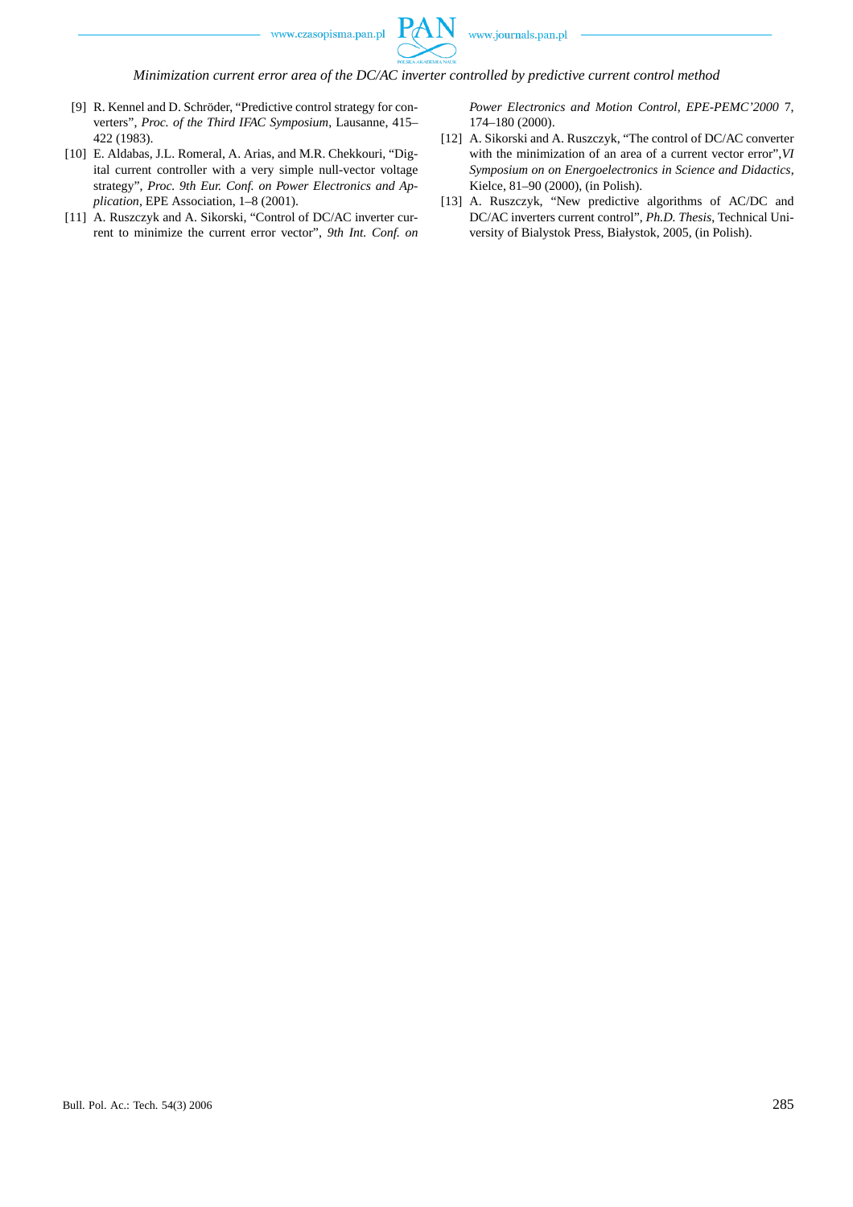[9] R. Kennel and D. Schröder, "Predictive control strategy for converters", *Proc. of the Third IFAC Symposium*, Lausanne, 415–422 (1983).

[10] E. Aldabas, J.L. Romeral, A. Arias, and M.R. Chekkouri, "Digital current controller with a very simple null-vector voltage strategy", *Proc. 9th Eur. Conf. on Power Electronics and Application*, EPE Association, 1–8 (2001).

[11] A. Ruszczyk and A. Sikorski, "Control of DC/AC inverter current to minimize the current error vector", *9th Int. Conf. on Power Electronics and Motion Control, EPE-PEMC'2000* 7, 174–180 (2000).

[12] A. Sikorski and A. Ruszczyk, "The control of DC/AC converter with the minimization of an area of a current vector error",*VI Symposium on on Energoelectronics in Science and Didactics*, Kielce, 81–90 (2000), (in Polish).

[13] A. Ruszczyk, "New predictive algorithms of AC/DC and DC/AC inverters current control", *Ph.D. Thesis*, Technical University of Bialystok Press, Białystok, 2005, (in Polish).